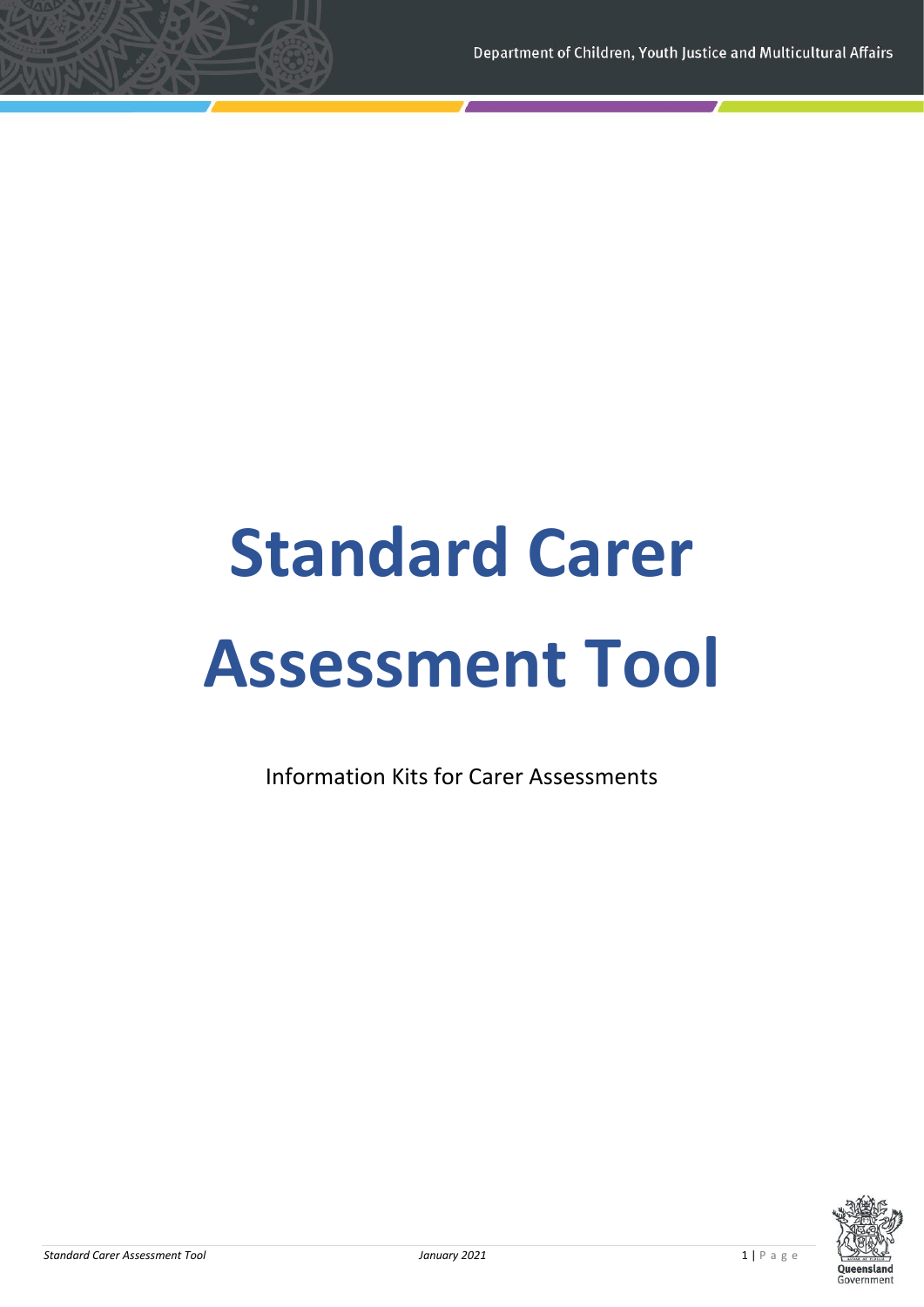Department of Children, Youth Justice and Multicultural Affairs

# Standard Carer Assessment Tool

Information Kits for Carer Assessments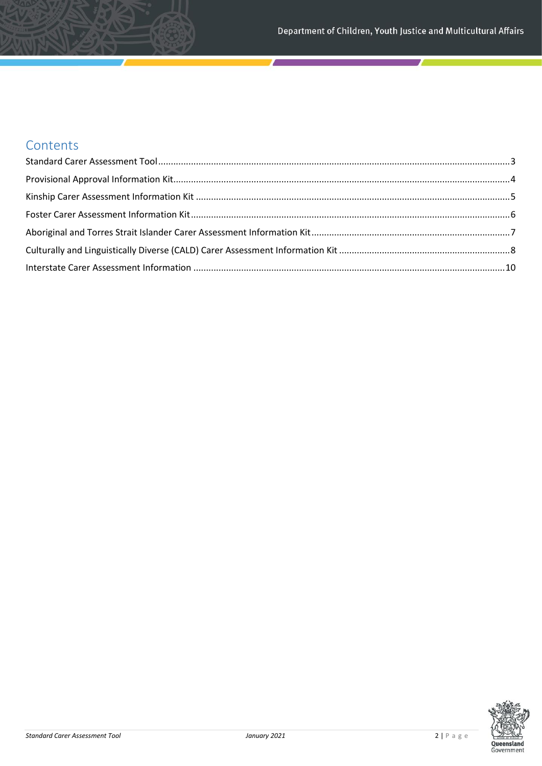# Contents

Standard Carer Assessment Tool ........................................................................ 3

Provisional Approval Information Kit ................................................................. 4

Kinship Carer Assessment Information Kit ........................................................ 5

Foster Carer Assessment Information Kit ........................................................... 6

Aboriginal and Torres Strait Islander Carer Assessment Information Kit ........... 7

Culturally and Linguistically Diverse (CALD) Carer Assessment Information Kit ... 8

Interstate Carer Assessment Information ........................................................... 10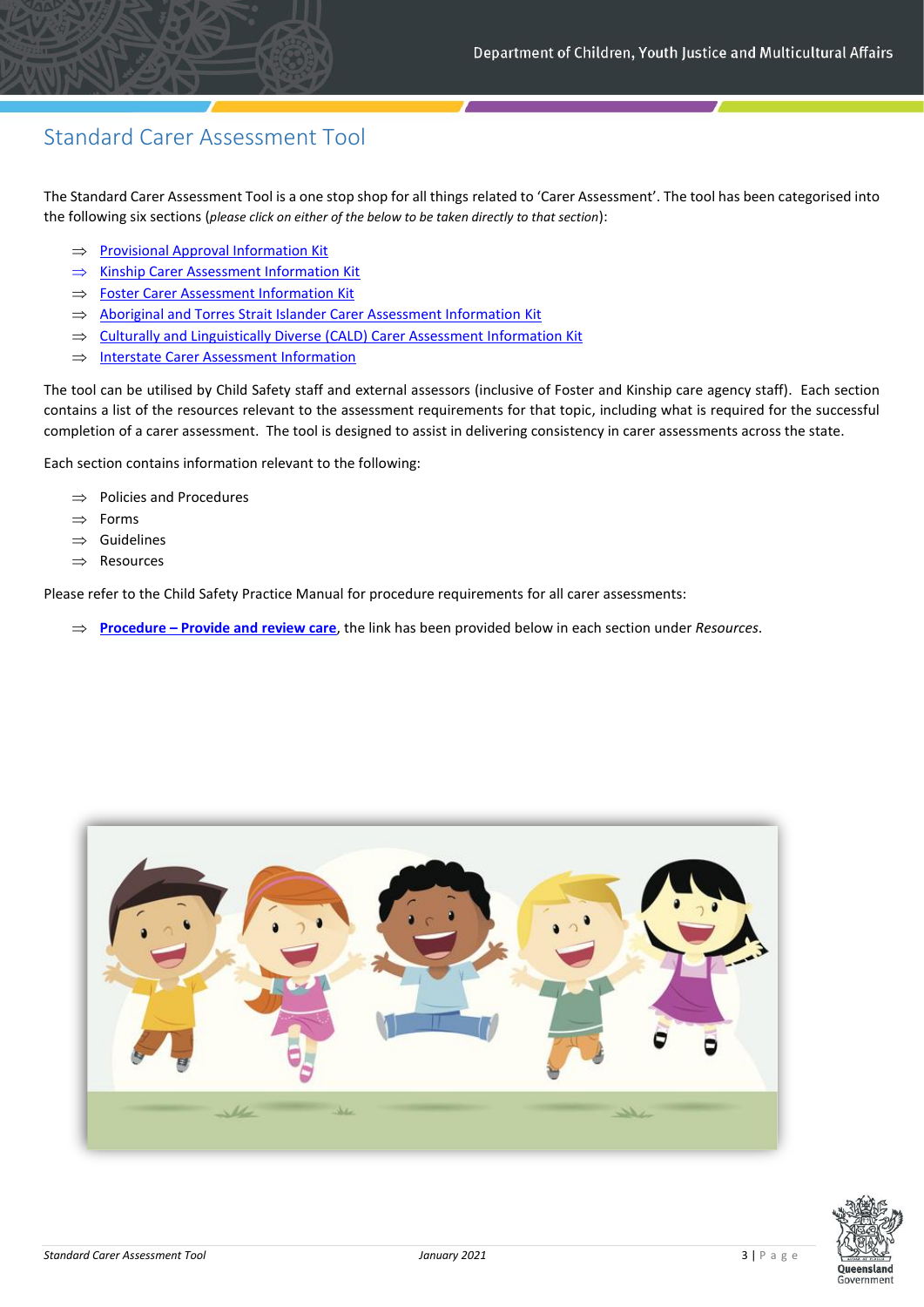# Standard Carer Assessment Tool

The Standard Carer Assessment Tool is a one stop shop for all things related to 'Carer Assessment'. The tool has been categorised into the following six sections (*please click on either of the below to be taken directly to that section*):

⇒ Provisional Approval Information Kit
⇒ Kinship Carer Assessment Information Kit
⇒ Foster Carer Assessment Information Kit
⇒ Aboriginal and Torres Strait Islander Carer Assessment Information Kit
⇒ Culturally and Linguistically Diverse (CALD) Carer Assessment Information Kit
⇒ Interstate Carer Assessment Information

The tool can be utilised by Child Safety staff and external assessors (inclusive of Foster and Kinship care agency staff). Each section contains a list of the resources relevant to the assessment requirements for that topic, including what is required for the successful completion of a carer assessment. The tool is designed to assist in delivering consistency in carer assessments across the state.

Each section contains information relevant to the following:

⇒ Policies and Procedures
⇒ Forms
⇒ Guidelines
⇒ Resources

Please refer to the Child Safety Practice Manual for procedure requirements for all carer assessments:

⇒ **Procedure – Provide and review care**, the link has been provided below in each section under *Resources*.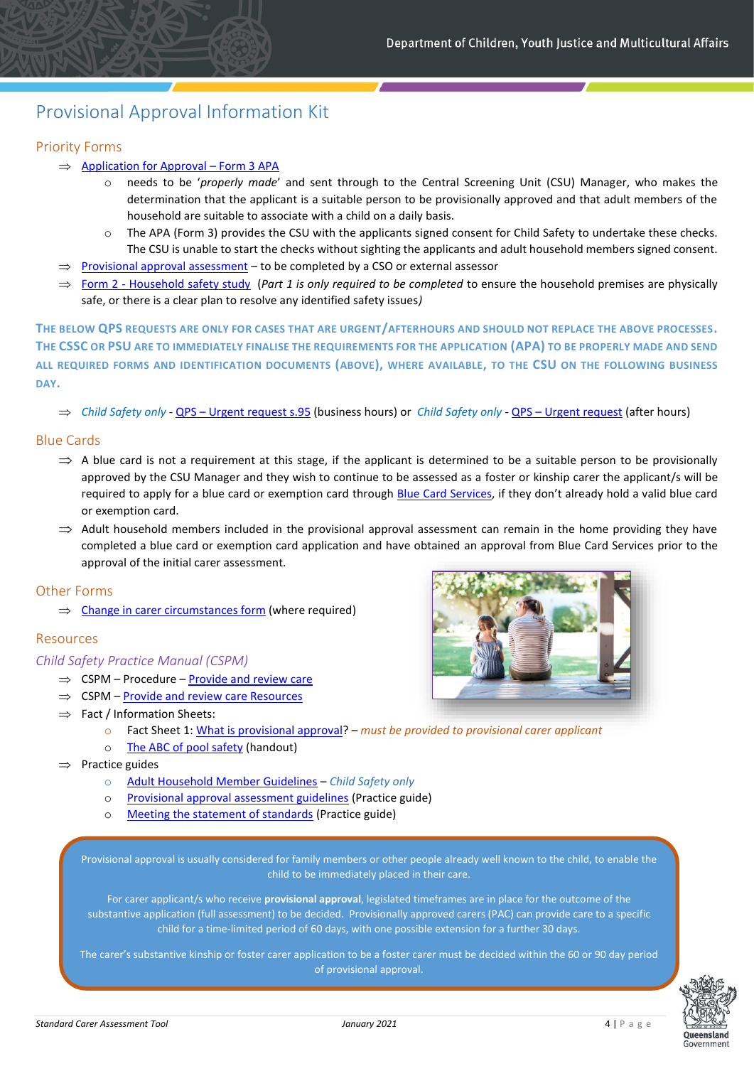# Provisional Approval Information Kit

## Priority Forms

- ⇒ Application for Approval – Form 3 APA
  - needs to be '*properly made*' and sent through to the Central Screening Unit (CSU) Manager, who makes the determination that the applicant is a suitable person to be provisionally approved and that adult members of the household are suitable to associate with a child on a daily basis.
  - The APA (Form 3) provides the CSU with the applicants signed consent for Child Safety to undertake these checks. The CSU is unable to start the checks without sighting the applicants and adult household members signed consent.
- ⇒ Provisional approval assessment – to be completed by a CSO or external assessor
- ⇒ Form 2 - Household safety study (*Part 1 is only required to be completed* to ensure the household premises are physically safe, or there is a clear plan to resolve any identified safety issues*)*

**THE BELOW QPS REQUESTS ARE ONLY FOR CASES THAT ARE URGENT/AFTERHOURS AND SHOULD NOT REPLACE THE ABOVE PROCESSES. THE CSSC OR PSU ARE TO IMMEDIATELY FINALISE THE REQUIREMENTS FOR THE APPLICATION (APA) TO BE PROPERLY MADE AND SEND ALL REQUIRED FORMS AND IDENTIFICATION DOCUMENTS (ABOVE), WHERE AVAILABLE, TO THE CSU ON THE FOLLOWING BUSINESS DAY.**

- ⇒ *Child Safety only* - QPS – Urgent request s.95 (business hours) or *Child Safety only* - QPS – Urgent request (after hours)

## Blue Cards

- ⇒ A blue card is not a requirement at this stage, if the applicant is determined to be a suitable person to be provisionally approved by the CSU Manager and they wish to continue to be assessed as a foster or kinship carer the applicant/s will be required to apply for a blue card or exemption card through Blue Card Services, if they don't already hold a valid blue card or exemption card.
- ⇒ Adult household members included in the provisional approval assessment can remain in the home providing they have completed a blue card or exemption card application and have obtained an approval from Blue Card Services prior to the approval of the initial carer assessment.

## Other Forms

- ⇒ Change in carer circumstances form (where required)

## Resources

### *Child Safety Practice Manual (CSPM)*

- ⇒ CSPM – Procedure – Provide and review care
- ⇒ CSPM – Provide and review care Resources
- ⇒ Fact / Information Sheets:
  - Fact Sheet 1: What is provisional approval? – *must be provided to provisional carer applicant*
  - The ABC of pool safety (handout)
- ⇒ Practice guides
  - Adult Household Member Guidelines – *Child Safety only*
  - Provisional approval assessment guidelines (Practice guide)
  - Meeting the statement of standards (Practice guide)

> Provisional approval is usually considered for family members or other people already well known to the child, to enable the child to be immediately placed in their care.
>
> For carer applicant/s who receive **provisional approval**, legislated timeframes are in place for the outcome of the substantive application (full assessment) to be decided. Provisionally approved carers (PAC) can provide care to a specific child for a time-limited period of 60 days, with one possible extension for a further 30 days.
>
> The carer's substantive kinship or foster carer application to be a foster carer must be decided within the 60 or 90 day period of provisional approval.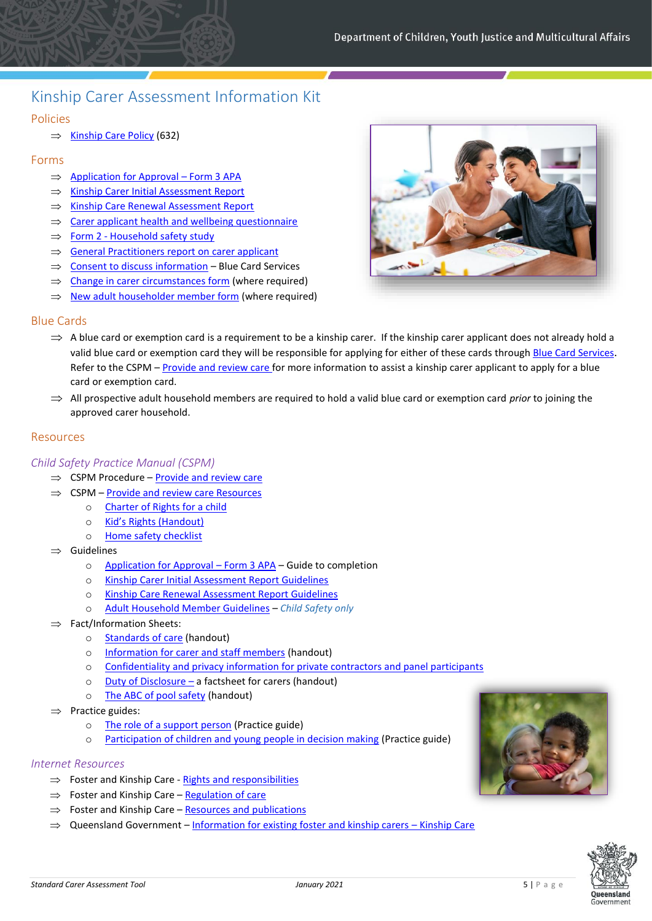# Kinship Carer Assessment Information Kit

## Policies

- Kinship Care Policy (632)

## Forms

- Application for Approval – Form 3 APA
- Kinship Carer Initial Assessment Report
- Kinship Care Renewal Assessment Report
- Carer applicant health and wellbeing questionnaire
- Form 2 - Household safety study
- General Practitioners report on carer applicant
- Consent to discuss information – Blue Card Services
- Change in carer circumstances form (where required)
- New adult householder member form (where required)

## Blue Cards

- A blue card or exemption card is a requirement to be a kinship carer. If the kinship carer applicant does not already hold a valid blue card or exemption card they will be responsible for applying for either of these cards through Blue Card Services. Refer to the CSPM – Provide and review care for more information to assist a kinship carer applicant to apply for a blue card or exemption card.
- All prospective adult household members are required to hold a valid blue card or exemption card *prior* to joining the approved carer household.

## Resources

### *Child Safety Practice Manual (CSPM)*

- CSPM Procedure – Provide and review care
- CSPM – Provide and review care Resources
  - Charter of Rights for a child
  - Kid's Rights (Handout)
  - Home safety checklist
- Guidelines
  - Application for Approval – Form 3 APA – Guide to completion
  - Kinship Carer Initial Assessment Report Guidelines
  - Kinship Care Renewal Assessment Report Guidelines
  - Adult Household Member Guidelines – *Child Safety only*
- Fact/Information Sheets:
  - Standards of care (handout)
  - Information for carer and staff members (handout)
  - Confidentiality and privacy information for private contractors and panel participants
  - Duty of Disclosure – a factsheet for carers (handout)
  - The ABC of pool safety (handout)
- Practice guides:
  - The role of a support person (Practice guide)
  - Participation of children and young people in decision making (Practice guide)

### *Internet Resources*

- Foster and Kinship Care - Rights and responsibilities
- Foster and Kinship Care – Regulation of care
- Foster and Kinship Care – Resources and publications
- Queensland Government – Information for existing foster and kinship carers – Kinship Care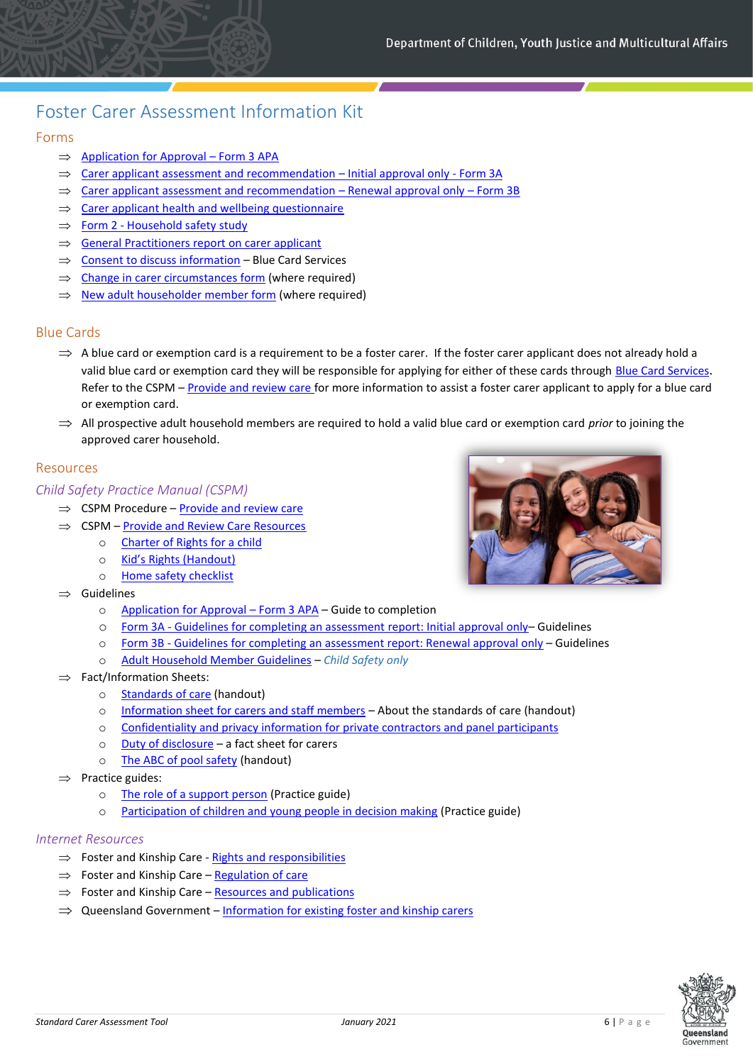# Foster Carer Assessment Information Kit

## Forms

- ⇒ Application for Approval – Form 3 APA
- ⇒ Carer applicant assessment and recommendation – Initial approval only - Form 3A
- ⇒ Carer applicant assessment and recommendation – Renewal approval only – Form 3B
- ⇒ Carer applicant health and wellbeing questionnaire
- ⇒ Form 2 - Household safety study
- ⇒ General Practitioners report on carer applicant
- ⇒ Consent to discuss information – Blue Card Services
- ⇒ Change in carer circumstances form (where required)
- ⇒ New adult householder member form (where required)

## Blue Cards

- ⇒ A blue card or exemption card is a requirement to be a foster carer. If the foster carer applicant does not already hold a valid blue card or exemption card they will be responsible for applying for either of these cards through Blue Card Services. Refer to the CSPM – Provide and review care for more information to assist a foster carer applicant to apply for a blue card or exemption card.
- ⇒ All prospective adult household members are required to hold a valid blue card or exemption card *prior* to joining the approved carer household.

## Resources

### *Child Safety Practice Manual (CSPM)*

- ⇒ CSPM Procedure – Provide and review care
- ⇒ CSPM – Provide and Review Care Resources
  - Charter of Rights for a child
  - Kid's Rights (Handout)
  - Home safety checklist
- ⇒ Guidelines
  - Application for Approval – Form 3 APA – Guide to completion
  - Form 3A - Guidelines for completing an assessment report: Initial approval only– Guidelines
  - Form 3B - Guidelines for completing an assessment report: Renewal approval only – Guidelines
  - Adult Household Member Guidelines – *Child Safety only*
- ⇒ Fact/Information Sheets:
  - Standards of care (handout)
  - Information sheet for carers and staff members – About the standards of care (handout)
  - Confidentiality and privacy information for private contractors and panel participants
  - Duty of disclosure – a fact sheet for carers
  - The ABC of pool safety (handout)
- ⇒ Practice guides:
  - The role of a support person (Practice guide)
  - Participation of children and young people in decision making (Practice guide)

### *Internet Resources*

- ⇒ Foster and Kinship Care - Rights and responsibilities
- ⇒ Foster and Kinship Care – Regulation of care
- ⇒ Foster and Kinship Care – Resources and publications
- ⇒ Queensland Government – Information for existing foster and kinship carers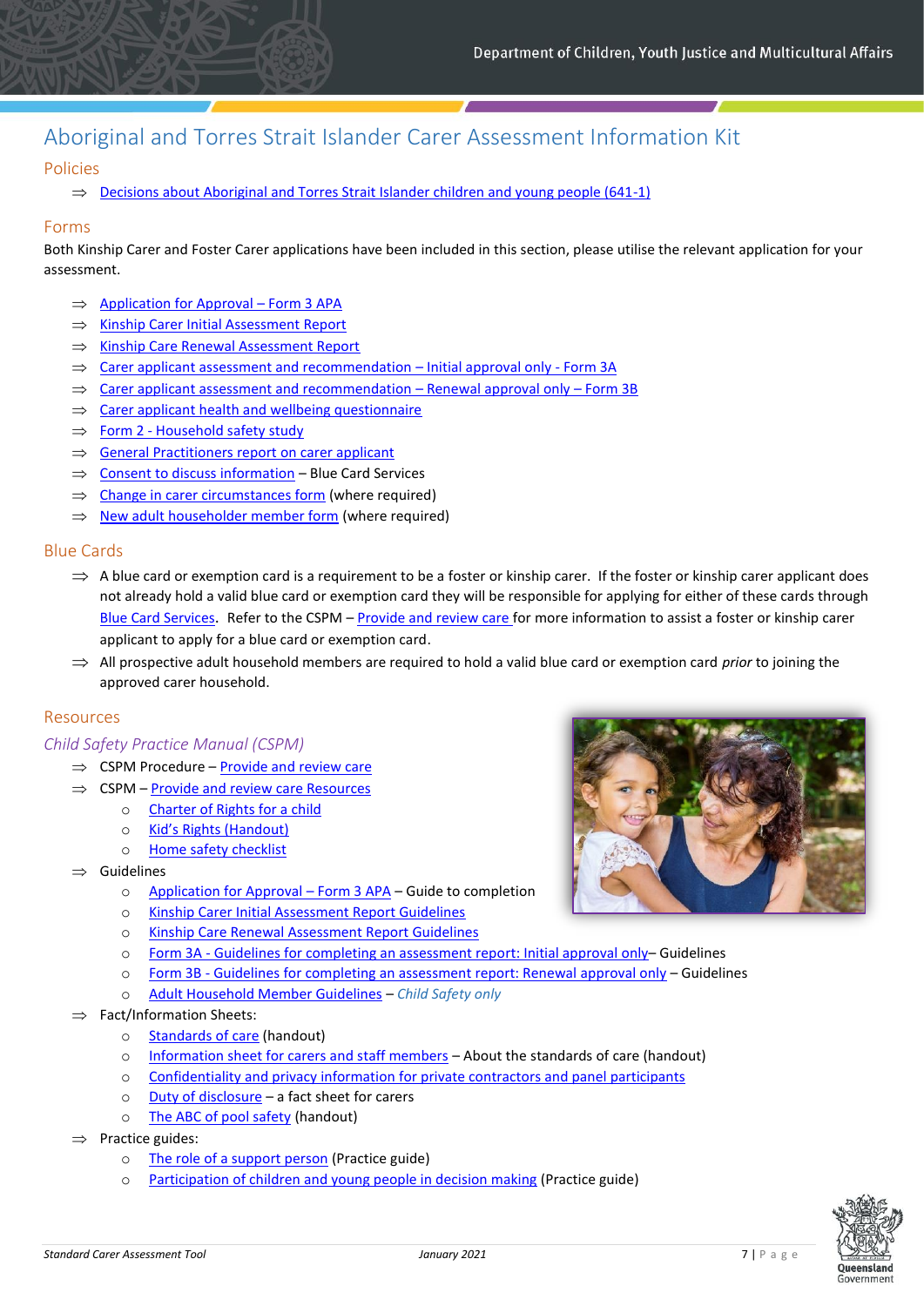# Aboriginal and Torres Strait Islander Carer Assessment Information Kit

## Policies

⇒ Decisions about Aboriginal and Torres Strait Islander children and young people (641-1)

## Forms

Both Kinship Carer and Foster Carer applications have been included in this section, please utilise the relevant application for your assessment.

⇒ Application for Approval – Form 3 APA
⇒ Kinship Carer Initial Assessment Report
⇒ Kinship Care Renewal Assessment Report
⇒ Carer applicant assessment and recommendation – Initial approval only - Form 3A
⇒ Carer applicant assessment and recommendation – Renewal approval only – Form 3B
⇒ Carer applicant health and wellbeing questionnaire
⇒ Form 2 - Household safety study
⇒ General Practitioners report on carer applicant
⇒ Consent to discuss information – Blue Card Services
⇒ Change in carer circumstances form (where required)
⇒ New adult householder member form (where required)

## Blue Cards

⇒ A blue card or exemption card is a requirement to be a foster or kinship carer. If the foster or kinship carer applicant does not already hold a valid blue card or exemption card they will be responsible for applying for either of these cards through Blue Card Services. Refer to the CSPM – Provide and review care for more information to assist a foster or kinship carer applicant to apply for a blue card or exemption card.

⇒ All prospective adult household members are required to hold a valid blue card or exemption card *prior* to joining the approved carer household.

## Resources

### *Child Safety Practice Manual (CSPM)*

⇒ CSPM Procedure – Provide and review care
⇒ CSPM – Provide and review care Resources
- Charter of Rights for a child
- Kid's Rights (Handout)
- Home safety checklist

⇒ Guidelines
- Application for Approval – Form 3 APA – Guide to completion
- Kinship Carer Initial Assessment Report Guidelines
- Kinship Care Renewal Assessment Report Guidelines
- Form 3A - Guidelines for completing an assessment report: Initial approval only– Guidelines
- Form 3B - Guidelines for completing an assessment report: Renewal approval only – Guidelines
- Adult Household Member Guidelines – *Child Safety only*

⇒ Fact/Information Sheets:
- Standards of care (handout)
- Information sheet for carers and staff members – About the standards of care (handout)
- Confidentiality and privacy information for private contractors and panel participants
- Duty of disclosure – a fact sheet for carers
- The ABC of pool safety (handout)

⇒ Practice guides:
- The role of a support person (Practice guide)
- Participation of children and young people in decision making (Practice guide)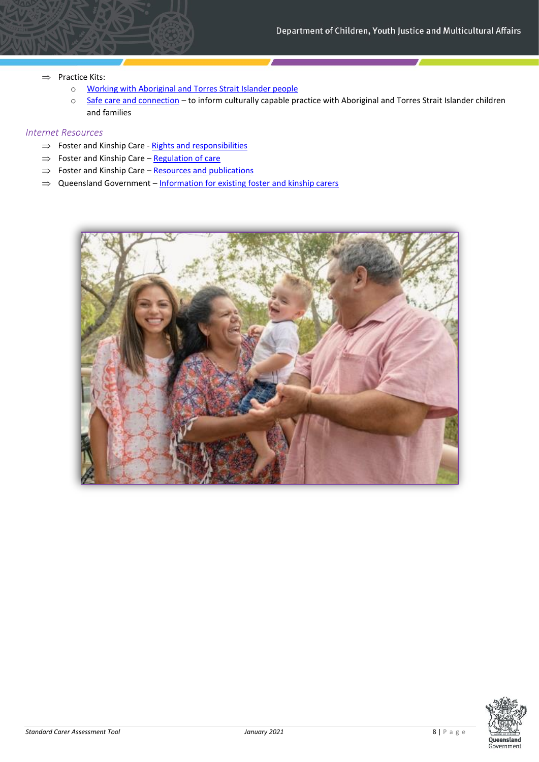- ⇒ Practice Kits:
  - [Working with Aboriginal and Torres Strait Islander people]
  - [Safe care and connection] – to inform culturally capable practice with Aboriginal and Torres Strait Islander children and families

### *Internet Resources*

- ⇒ Foster and Kinship Care - Rights and responsibilities
- ⇒ Foster and Kinship Care – Regulation of care
- ⇒ Foster and Kinship Care – Resources and publications
- ⇒ Queensland Government – Information for existing foster and kinship carers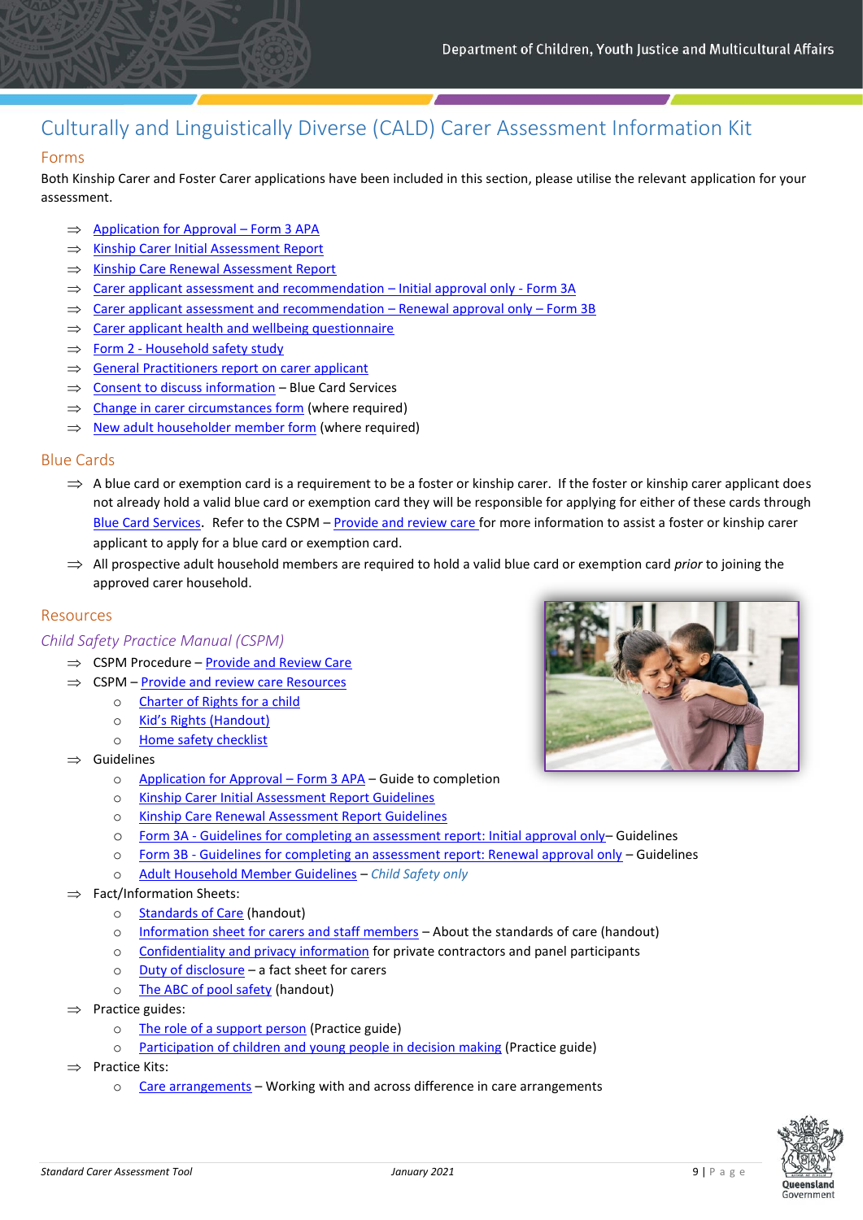# Culturally and Linguistically Diverse (CALD) Carer Assessment Information Kit

## Forms

Both Kinship Carer and Foster Carer applications have been included in this section, please utilise the relevant application for your assessment.

- ⇒ Application for Approval – Form 3 APA
- ⇒ Kinship Carer Initial Assessment Report
- ⇒ Kinship Care Renewal Assessment Report
- ⇒ Carer applicant assessment and recommendation – Initial approval only - Form 3A
- ⇒ Carer applicant assessment and recommendation – Renewal approval only – Form 3B
- ⇒ Carer applicant health and wellbeing questionnaire
- ⇒ Form 2 - Household safety study
- ⇒ General Practitioners report on carer applicant
- ⇒ Consent to discuss information – Blue Card Services
- ⇒ Change in carer circumstances form (where required)
- ⇒ New adult householder member form (where required)

## Blue Cards

- ⇒ A blue card or exemption card is a requirement to be a foster or kinship carer. If the foster or kinship carer applicant does not already hold a valid blue card or exemption card they will be responsible for applying for either of these cards through Blue Card Services. Refer to the CSPM – Provide and review care for more information to assist a foster or kinship carer applicant to apply for a blue card or exemption card.
- ⇒ All prospective adult household members are required to hold a valid blue card or exemption card *prior* to joining the approved carer household.

## Resources

### *Child Safety Practice Manual (CSPM)*

- ⇒ CSPM Procedure – Provide and Review Care
- ⇒ CSPM – Provide and review care Resources
  - o Charter of Rights for a child
  - o Kid's Rights (Handout)
  - o Home safety checklist
- ⇒ Guidelines
  - o Application for Approval – Form 3 APA – Guide to completion
  - o Kinship Carer Initial Assessment Report Guidelines
  - o Kinship Care Renewal Assessment Report Guidelines
  - o Form 3A - Guidelines for completing an assessment report: Initial approval only– Guidelines
  - o Form 3B - Guidelines for completing an assessment report: Renewal approval only – Guidelines
  - o Adult Household Member Guidelines – *Child Safety only*
- ⇒ Fact/Information Sheets:
  - o Standards of Care (handout)
  - o Information sheet for carers and staff members – About the standards of care (handout)
  - o Confidentiality and privacy information for private contractors and panel participants
  - o Duty of disclosure – a fact sheet for carers
  - o The ABC of pool safety (handout)
- ⇒ Practice guides:
  - o The role of a support person (Practice guide)
  - o Participation of children and young people in decision making (Practice guide)
- ⇒ Practice Kits:
  - o Care arrangements – Working with and across difference in care arrangements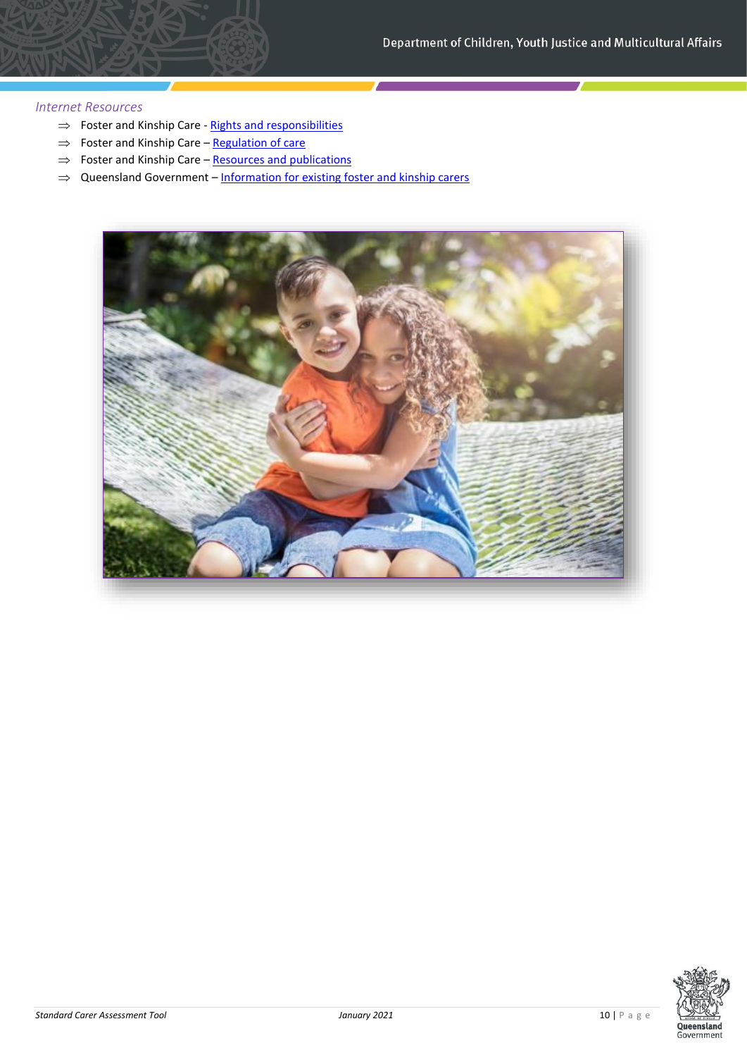*Internet Resources*

- ⇒ Foster and Kinship Care - Rights and responsibilities
- ⇒ Foster and Kinship Care – Regulation of care
- ⇒ Foster and Kinship Care – Resources and publications
- ⇒ Queensland Government – Information for existing foster and kinship carers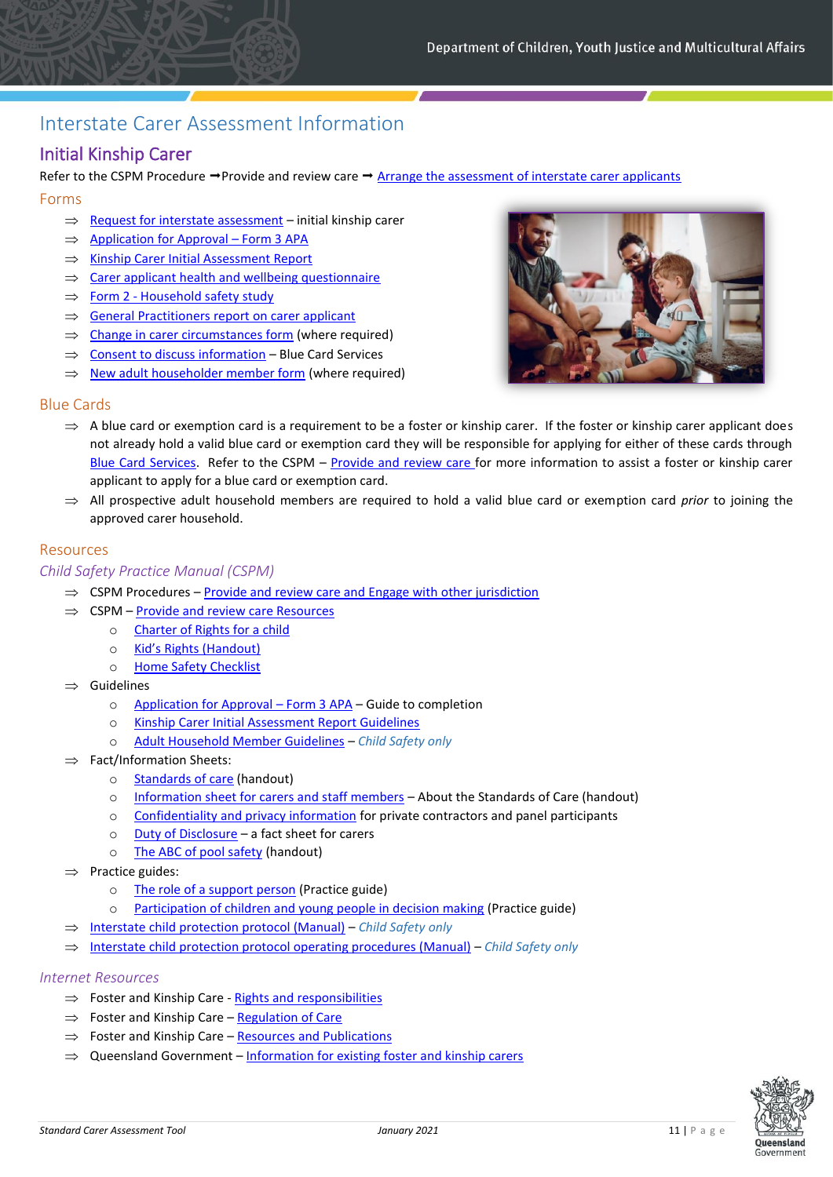# Interstate Carer Assessment Information

## Initial Kinship Carer

Refer to the CSPM Procedure ➞Provide and review care ➞ Arrange the assessment of interstate carer applicants

### Forms

⇒ Request for interstate assessment – initial kinship carer

⇒ Application for Approval – Form 3 APA

⇒ Kinship Carer Initial Assessment Report

⇒ Carer applicant health and wellbeing questionnaire

⇒ Form 2 - Household safety study

⇒ General Practitioners report on carer applicant

⇒ Change in carer circumstances form (where required)

⇒ Consent to discuss information – Blue Card Services

⇒ New adult householder member form (where required)

### Blue Cards

⇒ A blue card or exemption card is a requirement to be a foster or kinship carer. If the foster or kinship carer applicant does not already hold a valid blue card or exemption card they will be responsible for applying for either of these cards through Blue Card Services. Refer to the CSPM – Provide and review care for more information to assist a foster or kinship carer applicant to apply for a blue card or exemption card.

⇒ All prospective adult household members are required to hold a valid blue card or exemption card *prior* to joining the approved carer household.

### Resources

#### *Child Safety Practice Manual (CSPM)*

⇒ CSPM Procedures – Provide and review care and Engage with other jurisdiction

⇒ CSPM – Provide and review care Resources
- Charter of Rights for a child
- Kid's Rights (Handout)
- Home Safety Checklist

⇒ Guidelines
- Application for Approval – Form 3 APA – Guide to completion
- Kinship Carer Initial Assessment Report Guidelines
- Adult Household Member Guidelines – *Child Safety only*

⇒ Fact/Information Sheets:
- Standards of care (handout)
- Information sheet for carers and staff members – About the Standards of Care (handout)
- Confidentiality and privacy information for private contractors and panel participants
- Duty of Disclosure – a fact sheet for carers
- The ABC of pool safety (handout)

⇒ Practice guides:
- The role of a support person (Practice guide)
- Participation of children and young people in decision making (Practice guide)

⇒ Interstate child protection protocol (Manual) – *Child Safety only*

⇒ Interstate child protection protocol operating procedures (Manual) – *Child Safety only*

#### *Internet Resources*

⇒ Foster and Kinship Care - Rights and responsibilities

⇒ Foster and Kinship Care – Regulation of Care

⇒ Foster and Kinship Care – Resources and Publications

⇒ Queensland Government – Information for existing foster and kinship carers